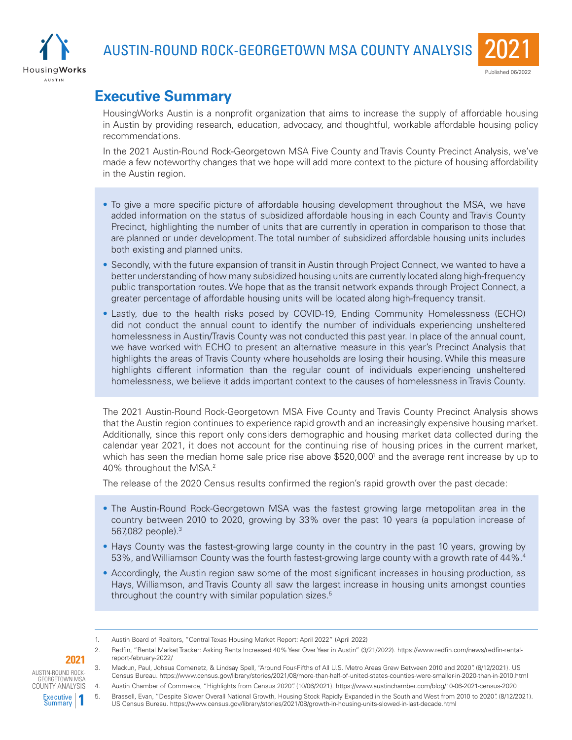# AUSTIN-ROUND ROCK-GEORGETOWN MSA COUNTY ANALYSIS 2021

Published 06/2022

## Executive Summary

HousingWorks Austin is a nonprofit organization that aims to increase the supply of affordable housing in Austin by providing research, education, advocacy, and thoughtful, workable affordable housing policy recommendations.

In the 2021 Austin-Round Rock-Georgetown MSA Five County and Travis County Precinct Analysis, we've made a few noteworthy changes that we hope will add more context to the picture of housing affordability in the Austin region.

- To give a more specific picture of affordable housing development throughout the MSA, we have added information on the status of subsidized affordable housing in each County and Travis County Precinct, highlighting the number of units that are currently in operation in comparison to those that are planned or under development. The total number of subsidized affordable housing units includes both existing and planned units.
- Secondly, with the future expansion of transit in Austin through Project Connect, we wanted to have a better understanding of how many subsidized housing units are currently located along high-frequency public transportation routes. We hope that as the transit network expands through Project Connect, a greater percentage of affordable housing units will be located along high-frequency transit.
- Lastly, due to the health risks posed by COVID-19, Ending Community Homelessness (ECHO) did not conduct the annual count to identify the number of individuals experiencing unsheltered homelessness in Austin/Travis County was not conducted this past year. In place of the annual count, we have worked with ECHO to present an alternative measure in this year's Precinct Analysis that highlights the areas of Travis County where households are losing their housing. While this measure highlights different information than the regular count of individuals experiencing unsheltered homelessness, we believe it adds important context to the causes of homelessness in Travis County.

The 2021 Austin-Round Rock-Georgetown MSA Five County and Travis County Precinct Analysis shows that the Austin region continues to experience rapid growth and an increasingly expensive housing market. Additionally, since this report only considers demographic and housing market data collected during the calendar year 2021, it does not account for the continuing rise of housing prices in the current market, which has seen the median home sale price rise above $520,000[1] and the average rent increase by up to 40% throughout the MSA.[2]

The release of the 2020 Census results confirmed the region's rapid growth over the past decade:

- The Austin-Round Rock-Georgetown MSA was the fastest growing large metopolitan area in the country between 2010 to 2020, growing by 33% over the past 10 years (a population increase of 567,082 people).[3]
- Hays County was the fastest-growing large county in the country in the past 10 years, growing by 53%, and Williamson County was the fourth fastest-growing large county with a growth rate of 44%.[4]
- Accordingly, the Austin region saw some of the most significant increases in housing production, as Hays, Williamson, and Travis County all saw the largest increase in housing units amongst counties throughout the country with similar population sizes.[5]

---

1. Austin Board of Realtors, "Central Texas Housing Market Report: April 2022" (April 2022)
2. Redfin, "Rental Market Tracker: Asking Rents Increased 40% Year Over Year in Austin" (3/21/2022). https://www.redfin.com/news/redfin-rental-report-february-2022/
3. Mackun, Paul, Johsua Comenetz, & Lindsay Spell, "Around Four-Fifths of All U.S. Metro Areas Grew Between 2010 and 2020". (8/12/2021). US Census Bureau. https://www.census.gov/library/stories/2021/08/more-than-half-of-united-states-counties-were-smaller-in-2020-than-in-2010.html
4. Austin Chamber of Commerce, "Highlights from Census 2020". (10/06/2021). https://www.austinchamber.com/blog/10-06-2021-census-2020
5. Brassell, Evan, "Despite Slower Overall National Growth, Housing Stock Rapidly Expanded in the South and West from 2010 to 2020". (8/12/2021). US Census Bureau. https://www.census.gov/library/stories/2021/08/growth-in-housing-units-slowed-in-last-decade.html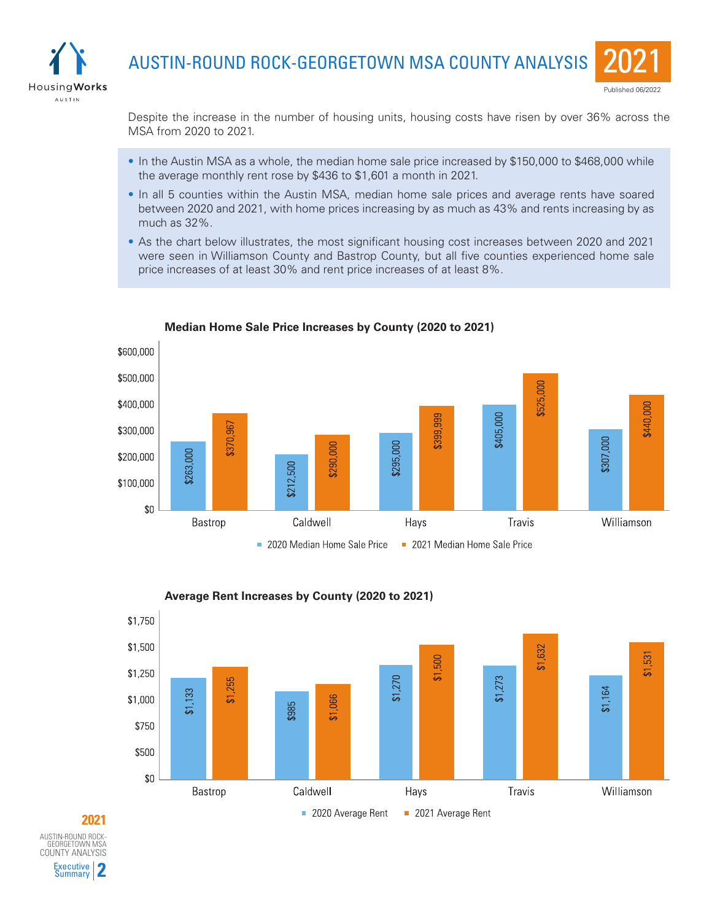# AUSTIN-ROUND ROCK-GEORGETOWN MSA COUNTY ANALYSIS 2021

Published 06/2022

Despite the increase in the number of housing units, housing costs have risen by over 36% across the MSA from 2020 to 2021.

- In the Austin MSA as a whole, the median home sale price increased by $150,000 to $468,000 while the average monthly rent rose by $436 to $1,601 a month in 2021.
- In all 5 counties within the Austin MSA, median home sale prices and average rents have soared between 2020 and 2021, with home prices increasing by as much as 43% and rents increasing by as much as 32%.
- As the chart below illustrates, the most significant housing cost increases between 2020 and 2021 were seen in Williamson County and Bastrop County, but all five counties experienced home sale price increases of at least 30% and rent price increases of at least 8%.

**Median Home Sale Price Increases by County (2020 to 2021)**

$600,000
$500,000
$400,000
$300,000
$200,000
$100,000
$0

Bastrop: $263,000, $370,967
Caldwell: $212,500, $290,000
Hays: $295,000, $399,999
Travis: $405,000, $525,000
Williamson: $307,000, $440,000

2020 Median Home Sale Price
2021 Median Home Sale Price

**Average Rent Increases by County (2020 to 2021)**

$1,750
$1,500
$1,250
$1,000
$750
$500
$0

Bastrop: $1,133, $1,255
Caldwell: $985, $1,066
Hays: $1,270, $1,500
Travis: $1,273, $1,632
Williamson: $1,164, $1,531

2020 Average Rent
2021 Average Rent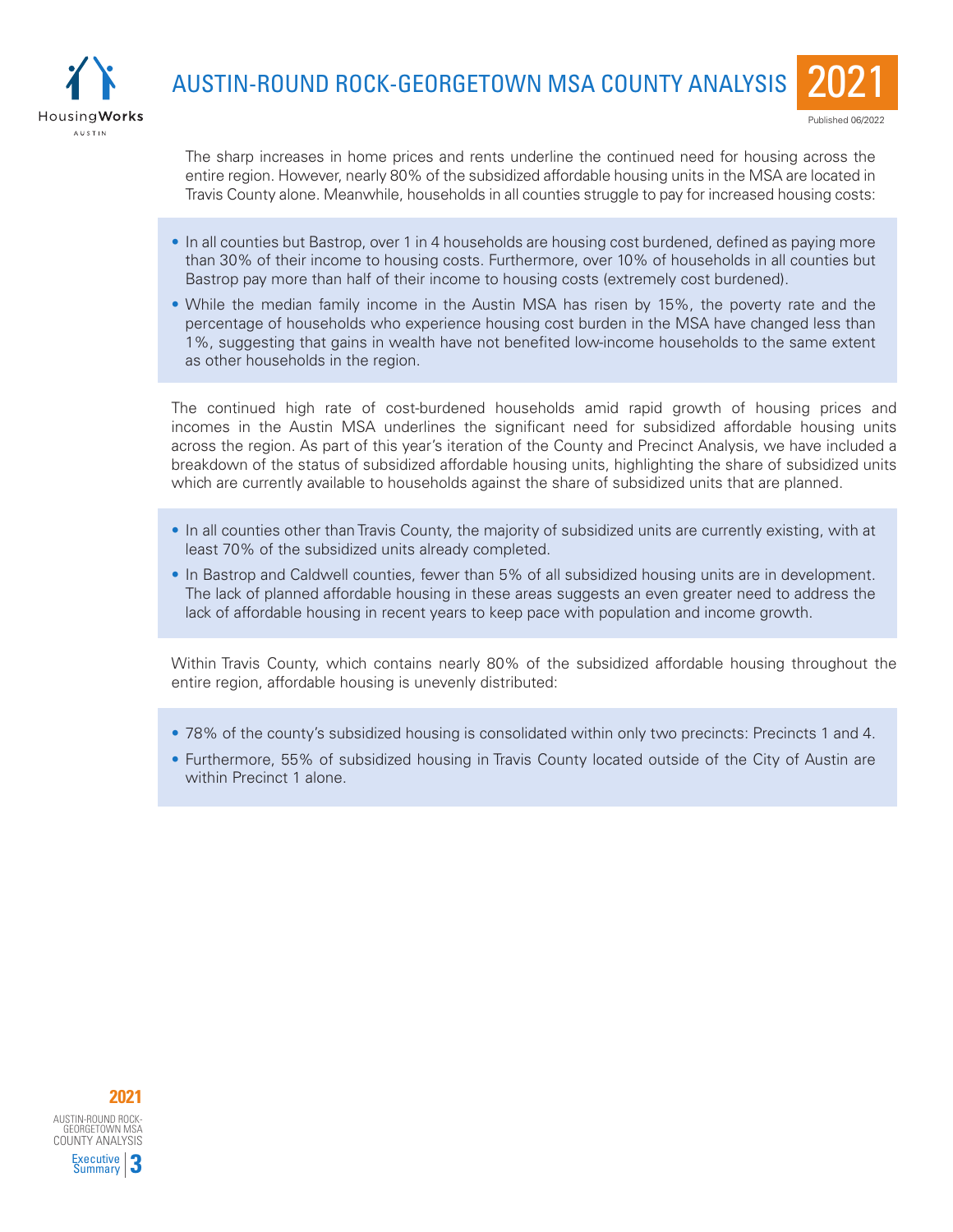The sharp increases in home prices and rents underline the continued need for housing across the entire region. However, nearly 80% of the subsidized affordable housing units in the MSA are located in Travis County alone. Meanwhile, households in all counties struggle to pay for increased housing costs:

- In all counties but Bastrop, over 1 in 4 households are housing cost burdened, defined as paying more than 30% of their income to housing costs. Furthermore, over 10% of households in all counties but Bastrop pay more than half of their income to housing costs (extremely cost burdened).
- While the median family income in the Austin MSA has risen by 15%, the poverty rate and the percentage of households who experience housing cost burden in the MSA have changed less than 1%, suggesting that gains in wealth have not benefited low-income households to the same extent as other households in the region.

The continued high rate of cost-burdened households amid rapid growth of housing prices and incomes in the Austin MSA underlines the significant need for subsidized affordable housing units across the region. As part of this year's iteration of the County and Precinct Analysis, we have included a breakdown of the status of subsidized affordable housing units, highlighting the share of subsidized units which are currently available to households against the share of subsidized units that are planned.

- In all counties other than Travis County, the majority of subsidized units are currently existing, with at least 70% of the subsidized units already completed.
- In Bastrop and Caldwell counties, fewer than 5% of all subsidized housing units are in development. The lack of planned affordable housing in these areas suggests an even greater need to address the lack of affordable housing in recent years to keep pace with population and income growth.

Within Travis County, which contains nearly 80% of the subsidized affordable housing throughout the entire region, affordable housing is unevenly distributed:

- 78% of the county's subsidized housing is consolidated within only two precincts: Precincts 1 and 4.
- Furthermore, 55% of subsidized housing in Travis County located outside of the City of Austin are within Precinct 1 alone.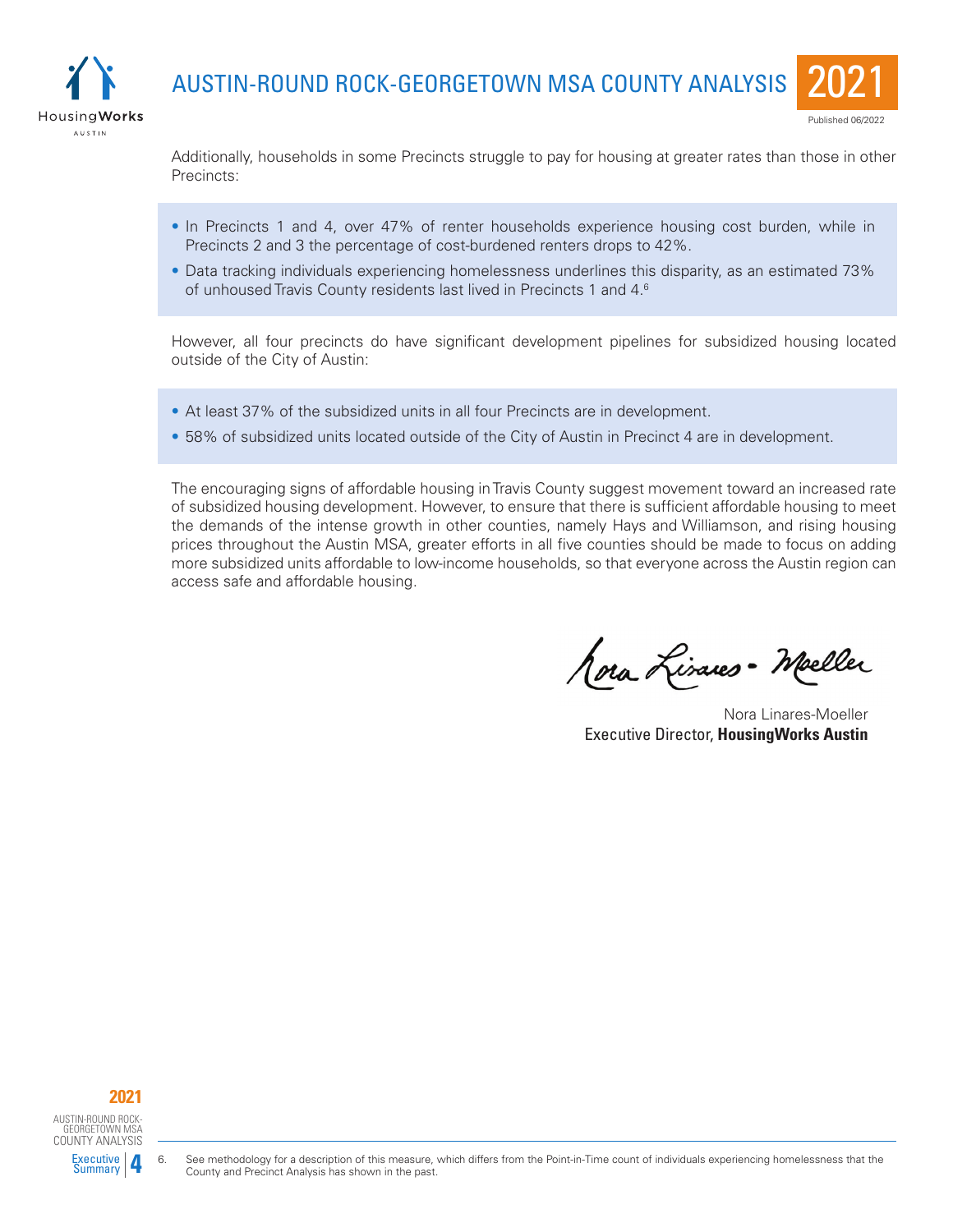Additionally, households in some Precincts struggle to pay for housing at greater rates than those in other Precincts:

- In Precincts 1 and 4, over 47% of renter households experience housing cost burden, while in Precincts 2 and 3 the percentage of cost-burdened renters drops to 42%.
- Data tracking individuals experiencing homelessness underlines this disparity, as an estimated 73% of unhoused Travis County residents last lived in Precincts 1 and 4.[6]

However, all four precincts do have significant development pipelines for subsidized housing located outside of the City of Austin:

- At least 37% of the subsidized units in all four Precincts are in development.
- 58% of subsidized units located outside of the City of Austin in Precinct 4 are in development.

The encouraging signs of affordable housing in Travis County suggest movement toward an increased rate of subsidized housing development. However, to ensure that there is sufficient affordable housing to meet the demands of the intense growth in other counties, namely Hays and Williamson, and rising housing prices throughout the Austin MSA, greater efforts in all five counties should be made to focus on adding more subsidized units affordable to low-income households, so that everyone across the Austin region can access safe and affordable housing.

Nora Linares-Moeller
Executive Director, **HousingWorks Austin**

6. See methodology for a description of this measure, which differs from the Point-in-Time count of individuals experiencing homelessness that the County and Precinct Analysis has shown in the past.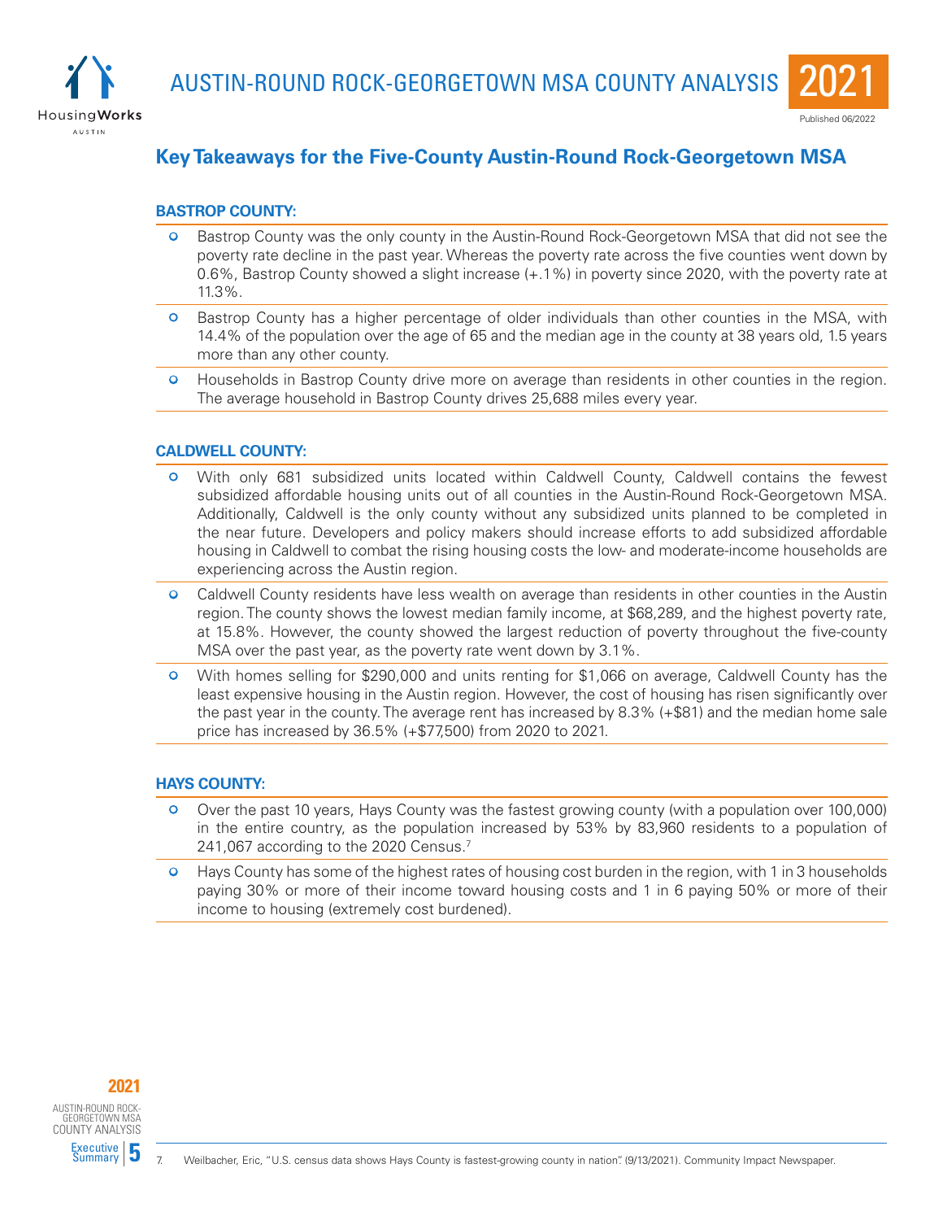## Key Takeaways for the Five-County Austin-Round Rock-Georgetown MSA

### BASTROP COUNTY:

- Bastrop County was the only county in the Austin-Round Rock-Georgetown MSA that did not see the poverty rate decline in the past year. Whereas the poverty rate across the five counties went down by 0.6%, Bastrop County showed a slight increase (+.1%) in poverty since 2020, with the poverty rate at 11.3%.
- Bastrop County has a higher percentage of older individuals than other counties in the MSA, with 14.4% of the population over the age of 65 and the median age in the county at 38 years old, 1.5 years more than any other county.
- Households in Bastrop County drive more on average than residents in other counties in the region. The average household in Bastrop County drives 25,688 miles every year.

### CALDWELL COUNTY:

- With only 681 subsidized units located within Caldwell County, Caldwell contains the fewest subsidized affordable housing units out of all counties in the Austin-Round Rock-Georgetown MSA. Additionally, Caldwell is the only county without any subsidized units planned to be completed in the near future. Developers and policy makers should increase efforts to add subsidized affordable housing in Caldwell to combat the rising housing costs the low- and moderate-income households are experiencing across the Austin region.
- Caldwell County residents have less wealth on average than residents in other counties in the Austin region. The county shows the lowest median family income, at $68,289, and the highest poverty rate, at 15.8%. However, the county showed the largest reduction of poverty throughout the five-county MSA over the past year, as the poverty rate went down by 3.1%.
- With homes selling for $290,000 and units renting for $1,066 on average, Caldwell County has the least expensive housing in the Austin region. However, the cost of housing has risen significantly over the past year in the county. The average rent has increased by 8.3% (+$81) and the median home sale price has increased by 36.5% (+$77,500) from 2020 to 2021.

### HAYS COUNTY:

- Over the past 10 years, Hays County was the fastest growing county (with a population over 100,000) in the entire country, as the population increased by 53% by 83,960 residents to a population of 241,067 according to the 2020 Census.[7]
- Hays County has some of the highest rates of housing cost burden in the region, with 1 in 3 households paying 30% or more of their income toward housing costs and 1 in 6 paying 50% or more of their income to housing (extremely cost burdened).

7. Weilbacher, Eric, "U.S. census data shows Hays County is fastest-growing county in nation". (9/13/2021). Community Impact Newspaper.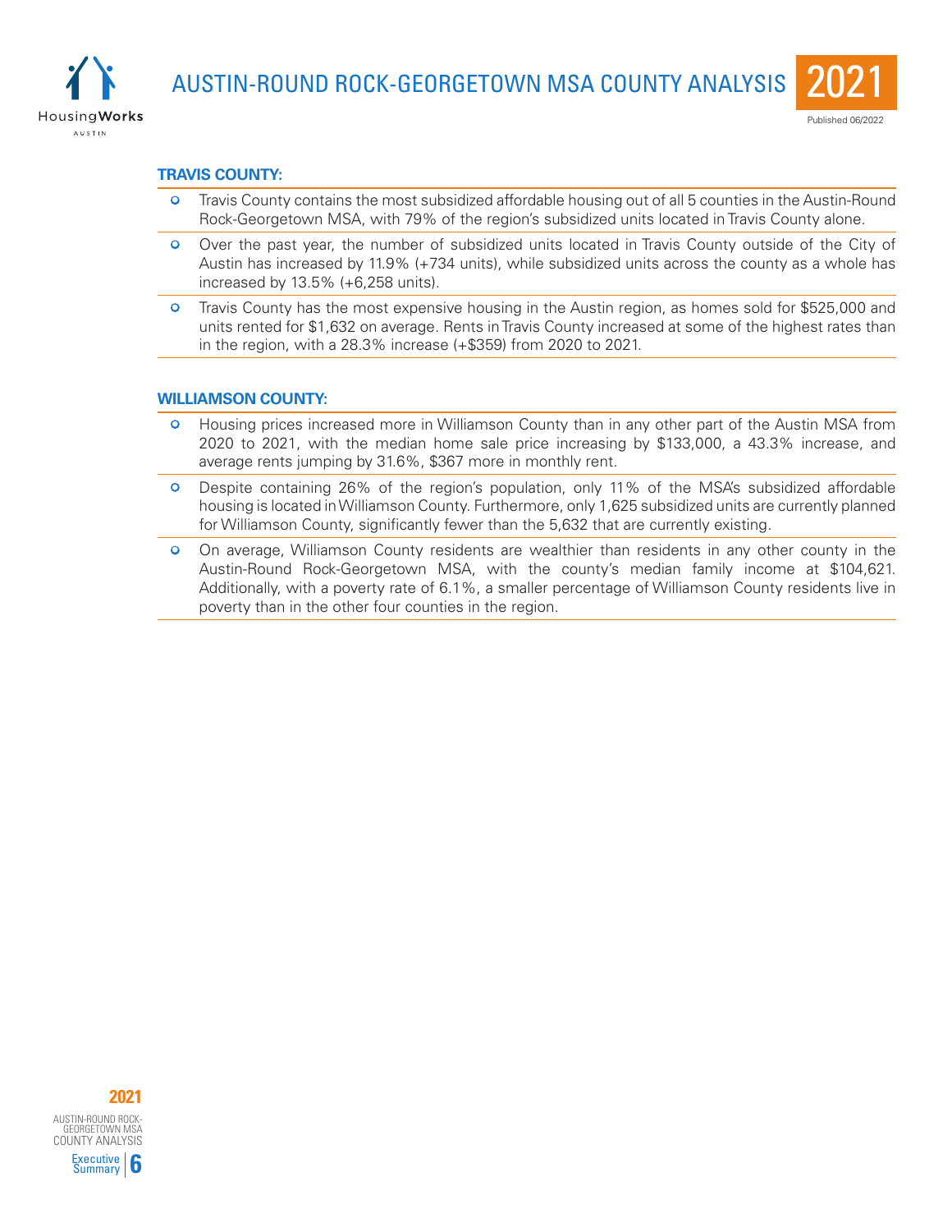### TRAVIS COUNTY:

- Travis County contains the most subsidized affordable housing out of all 5 counties in the Austin-Round Rock-Georgetown MSA, with 79% of the region's subsidized units located in Travis County alone.
- Over the past year, the number of subsidized units located in Travis County outside of the City of Austin has increased by 11.9% (+734 units), while subsidized units across the county as a whole has increased by 13.5% (+6,258 units).
- Travis County has the most expensive housing in the Austin region, as homes sold for $525,000 and units rented for $1,632 on average. Rents in Travis County increased at some of the highest rates than in the region, with a 28.3% increase (+$359) from 2020 to 2021.

### WILLIAMSON COUNTY:

- Housing prices increased more in Williamson County than in any other part of the Austin MSA from 2020 to 2021, with the median home sale price increasing by $133,000, a 43.3% increase, and average rents jumping by 31.6%, $367 more in monthly rent.
- Despite containing 26% of the region's population, only 11% of the MSA's subsidized affordable housing is located in Williamson County. Furthermore, only 1,625 subsidized units are currently planned for Williamson County, significantly fewer than the 5,632 that are currently existing.
- On average, Williamson County residents are wealthier than residents in any other county in the Austin-Round Rock-Georgetown MSA, with the county's median family income at $104,621. Additionally, with a poverty rate of 6.1%, a smaller percentage of Williamson County residents live in poverty than in the other four counties in the region.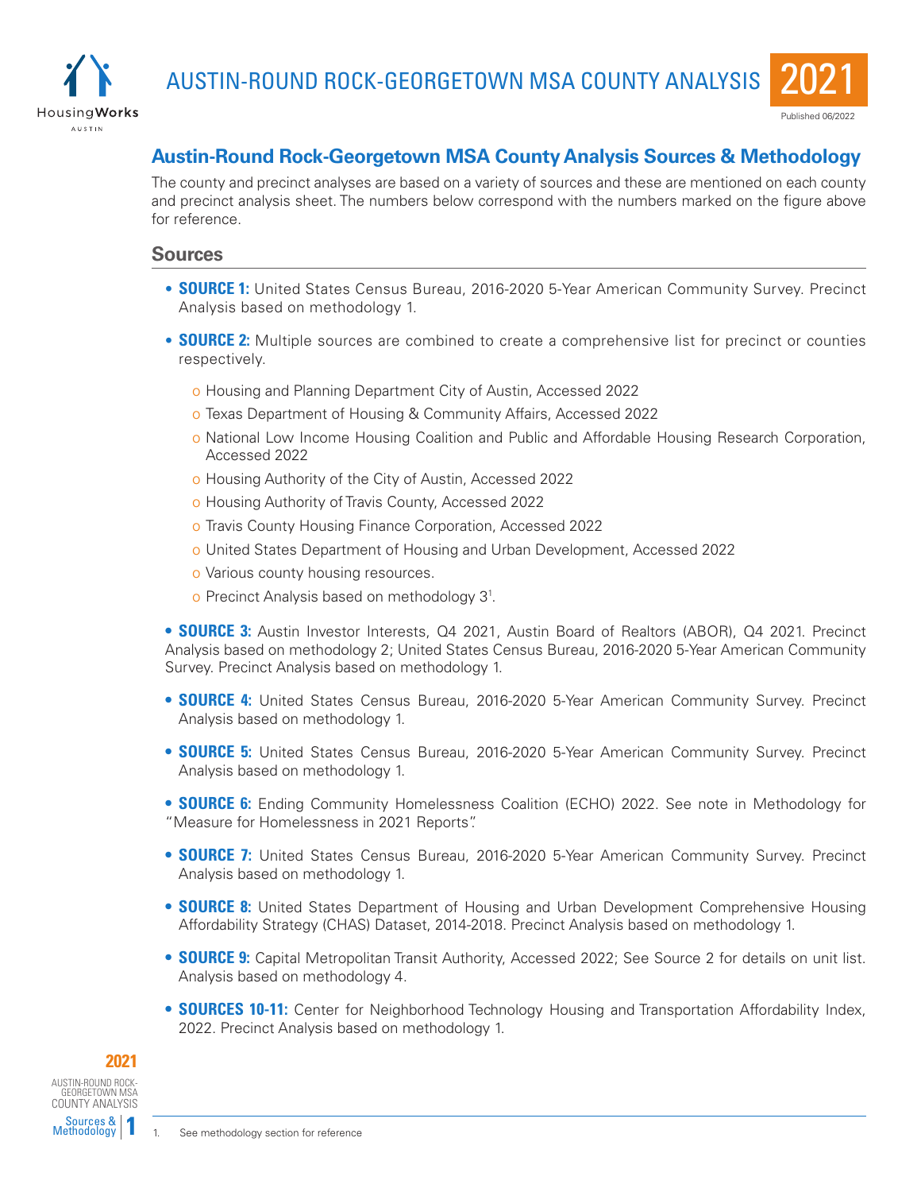## Austin-Round Rock-Georgetown MSA County Analysis Sources & Methodology

The county and precinct analyses are based on a variety of sources and these are mentioned on each county and precinct analysis sheet. The numbers below correspond with the numbers marked on the figure above for reference.

### Sources

- **SOURCE 1:** United States Census Bureau, 2016-2020 5-Year American Community Survey. Precinct Analysis based on methodology 1.
- **SOURCE 2:** Multiple sources are combined to create a comprehensive list for precinct or counties respectively.
  - Housing and Planning Department City of Austin, Accessed 2022
  - Texas Department of Housing & Community Affairs, Accessed 2022
  - National Low Income Housing Coalition and Public and Affordable Housing Research Corporation, Accessed 2022
  - Housing Authority of the City of Austin, Accessed 2022
  - Housing Authority of Travis County, Accessed 2022
  - Travis County Housing Finance Corporation, Accessed 2022
  - United States Department of Housing and Urban Development, Accessed 2022
  - Various county housing resources.
  - Precinct Analysis based on methodology 3[1].
- **SOURCE 3:** Austin Investor Interests, Q4 2021, Austin Board of Realtors (ABOR), Q4 2021. Precinct Analysis based on methodology 2; United States Census Bureau, 2016-2020 5-Year American Community Survey. Precinct Analysis based on methodology 1.
- **SOURCE 4:** United States Census Bureau, 2016-2020 5-Year American Community Survey. Precinct Analysis based on methodology 1.
- **SOURCE 5:** United States Census Bureau, 2016-2020 5-Year American Community Survey. Precinct Analysis based on methodology 1.
- **SOURCE 6:** Ending Community Homelessness Coalition (ECHO) 2022. See note in Methodology for "Measure for Homelessness in 2021 Reports".
- **SOURCE 7:** United States Census Bureau, 2016-2020 5-Year American Community Survey. Precinct Analysis based on methodology 1.
- **SOURCE 8:** United States Department of Housing and Urban Development Comprehensive Housing Affordability Strategy (CHAS) Dataset, 2014-2018. Precinct Analysis based on methodology 1.
- **SOURCE 9:** Capital Metropolitan Transit Authority, Accessed 2022; See Source 2 for details on unit list. Analysis based on methodology 4.
- **SOURCES 10-11:** Center for Neighborhood Technology Housing and Transportation Affordability Index, 2022. Precinct Analysis based on methodology 1.

1. See methodology section for reference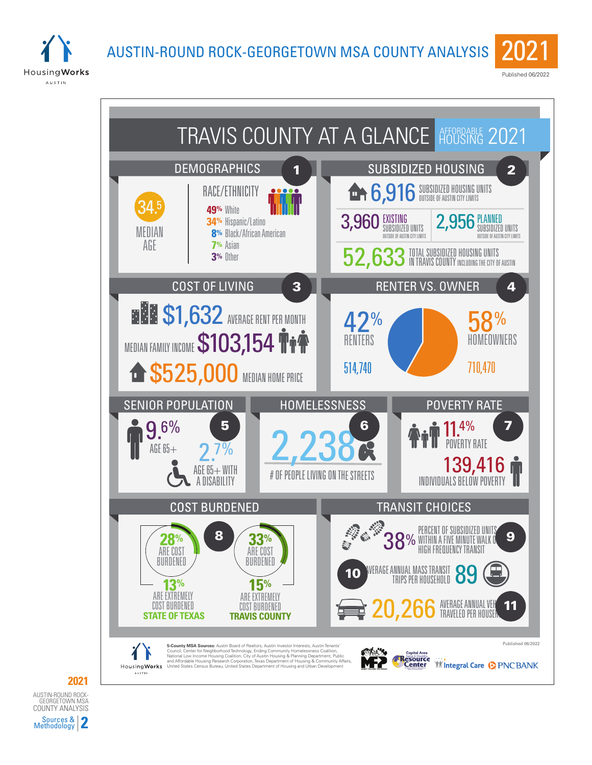# AUSTIN-ROUND ROCK-GEORGETOWN MSA COUNTY ANALYSIS 2021

Published 06/2022

## TRAVIS COUNTY AT A GLANCE — AFFORDABLE HOUSING 2021

### DEMOGRAPHICS (1)

34.5 MEDIAN AGE

RACE/ETHNICITY

- 49% White
- 34% Hispanic/Latino
- 8% Black/African American
- 7% Asian
- 3% Other

### SUBSIDIZED HOUSING (2)

6,916 SUBSIDIZED HOUSING UNITS OUTSIDE OF AUSTIN CITY LIMITS

3,960 EXISTING SUBSIDIZED UNITS OUTSIDE OF AUSTIN CITY LIMITS

2,956 PLANNED SUBSIDIZED UNITS OUTSIDE OF AUSTIN CITY LIMITS

52,633 TOTAL SUBSIDIZED HOUSING UNITS IN TRAVIS COUNTY INCLUDING THE CITY OF AUSTIN

### COST OF LIVING (3)

$1,632 AVERAGE RENT PER MONTH

MEDIAN FAMILY INCOME $103,154

$525,000 MEDIAN HOME PRICE

### RENTER VS. OWNER (4)

42% RENTERS

514,740

58% HOMEOWNERS

710,470

### SENIOR POPULATION (5)

9.6% AGE 65+

2.7% AGE 65+ WITH A DISABILITY

### HOMELESSNESS (6)

2,238 # OF PEOPLE LIVING ON THE STREETS

### POVERTY RATE (7)

11.4% POVERTY RATE

139,416 INDIVIDUALS BELOW POVERTY

### COST BURDENED (8)

28% ARE COST BURDENED

13% ARE EXTREMELY COST BURDENED

STATE OF TEXAS

33% ARE COST BURDENED

15% ARE EXTREMELY COST BURDENED

TRAVIS COUNTY

### TRANSIT CHOICES

(9) 38% PERCENT OF SUBSIDIZED UNITS WITHIN A FIVE MINUTE WALK OF HIGH FREQUENCY TRANSIT

(10) AVERAGE ANNUAL MASS TRANSIT TRIPS PER HOUSEHOLD 89

(11) 20,266 AVERAGE ANNUAL VEHICLE MILES TRAVELED PER HOUSEHOLD

**5-County MSA Sources:** Austin Board of Realtors, Austin Investor Interests, Austin Tenants' Council, Center for Neighborhood Technology, Ending Community Homelessness Coalition, National Low Income Housing Coalition, City of Austin Housing & Planning Department, Public and Affordable Housing Research Corporation, Texas Department of Housing & Community Affairs, United States Census Bureau, United States Department of Housing and Urban Development

Published 06/2022

Capital Area Aging & Disability Resource Center · Integral Care · PNC BANK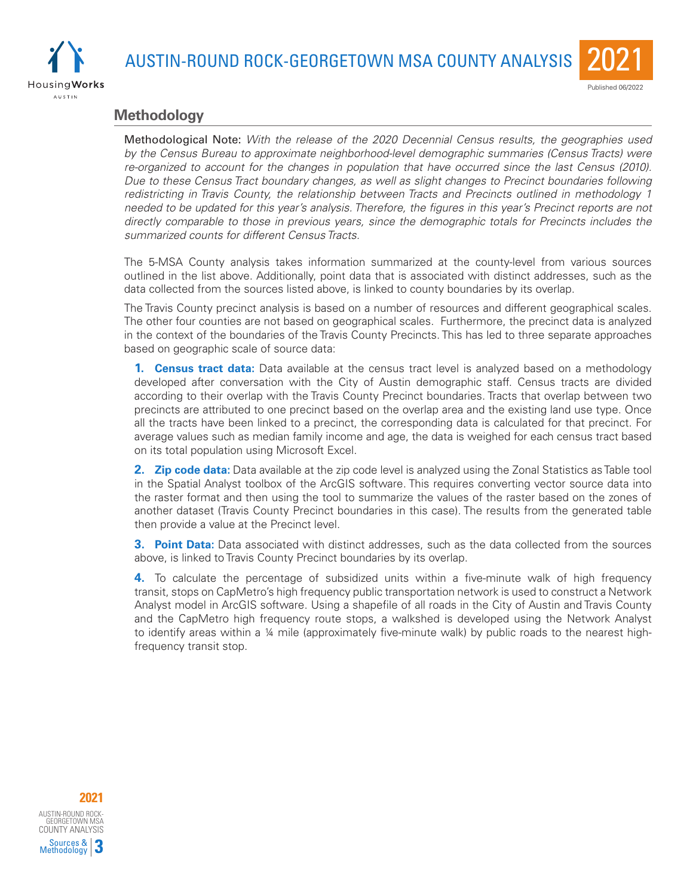## Methodology

Methodological Note: *With the release of the 2020 Decennial Census results, the geographies used by the Census Bureau to approximate neighborhood-level demographic summaries (Census Tracts) were re-organized to account for the changes in population that have occurred since the last Census (2010). Due to these Census Tract boundary changes, as well as slight changes to Precinct boundaries following redistricting in Travis County, the relationship between Tracts and Precincts outlined in methodology 1 needed to be updated for this year's analysis. Therefore, the figures in this year's Precinct reports are not directly comparable to those in previous years, since the demographic totals for Precincts includes the summarized counts for different Census Tracts.*

The 5-MSA County analysis takes information summarized at the county-level from various sources outlined in the list above. Additionally, point data that is associated with distinct addresses, such as the data collected from the sources listed above, is linked to county boundaries by its overlap.

The Travis County precinct analysis is based on a number of resources and different geographical scales. The other four counties are not based on geographical scales. Furthermore, the precinct data is analyzed in the context of the boundaries of the Travis County Precincts. This has led to three separate approaches based on geographic scale of source data:

**1. Census tract data:** Data available at the census tract level is analyzed based on a methodology developed after conversation with the City of Austin demographic staff. Census tracts are divided according to their overlap with the Travis County Precinct boundaries. Tracts that overlap between two precincts are attributed to one precinct based on the overlap area and the existing land use type. Once all the tracts have been linked to a precinct, the corresponding data is calculated for that precinct. For average values such as median family income and age, the data is weighed for each census tract based on its total population using Microsoft Excel.

**2. Zip code data:** Data available at the zip code level is analyzed using the Zonal Statistics as Table tool in the Spatial Analyst toolbox of the ArcGIS software. This requires converting vector source data into the raster format and then using the tool to summarize the values of the raster based on the zones of another dataset (Travis County Precinct boundaries in this case). The results from the generated table then provide a value at the Precinct level.

**3. Point Data:** Data associated with distinct addresses, such as the data collected from the sources above, is linked to Travis County Precinct boundaries by its overlap.

**4.** To calculate the percentage of subsidized units within a five-minute walk of high frequency transit, stops on CapMetro's high frequency public transportation network is used to construct a Network Analyst model in ArcGIS software. Using a shapefile of all roads in the City of Austin and Travis County and the CapMetro high frequency route stops, a walkshed is developed using the Network Analyst to identify areas within a ¼ mile (approximately five-minute walk) by public roads to the nearest high-frequency transit stop.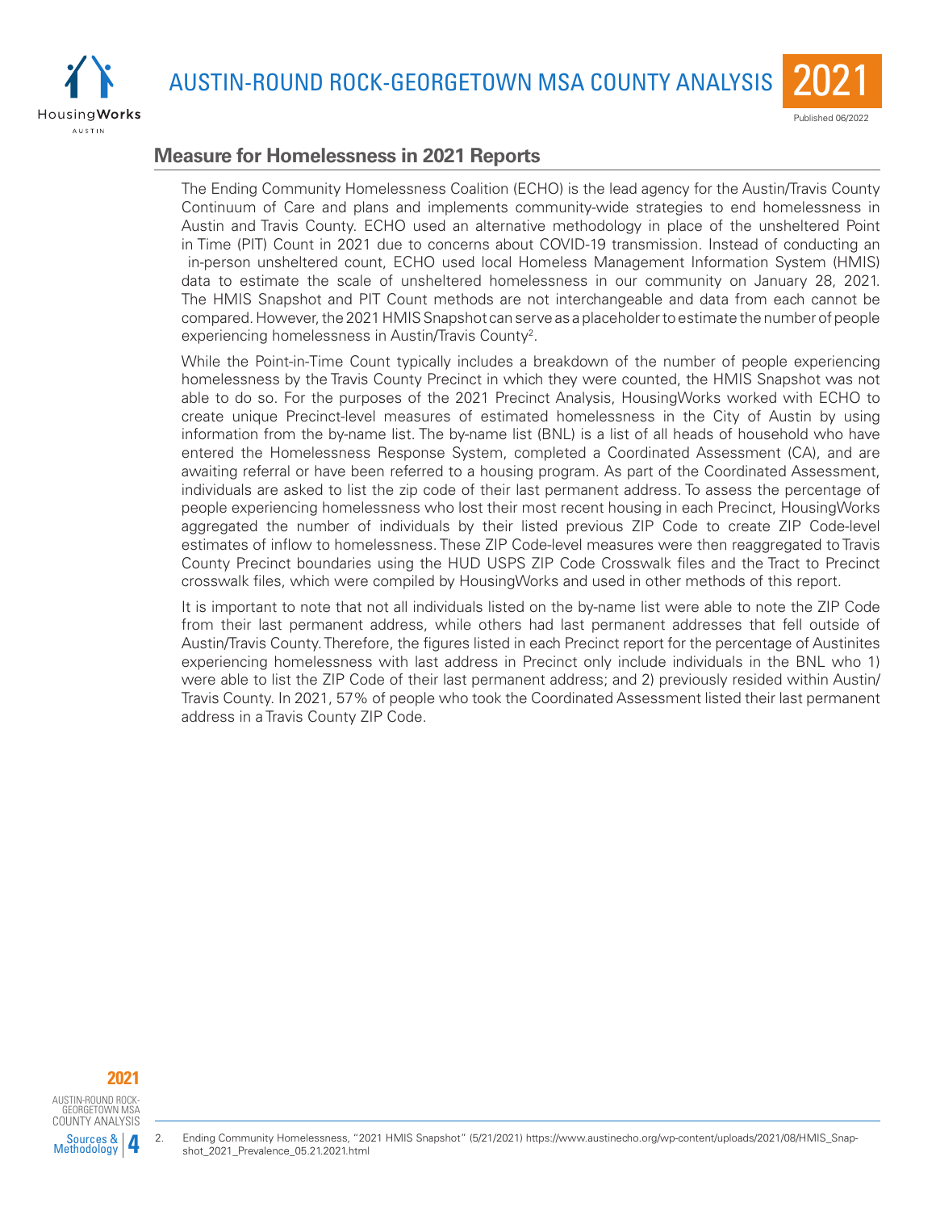## Measure for Homelessness in 2021 Reports

The Ending Community Homelessness Coalition (ECHO) is the lead agency for the Austin/Travis County Continuum of Care and plans and implements community-wide strategies to end homelessness in Austin and Travis County. ECHO used an alternative methodology in place of the unsheltered Point in Time (PIT) Count in 2021 due to concerns about COVID-19 transmission. Instead of conducting an in-person unsheltered count, ECHO used local Homeless Management Information System (HMIS) data to estimate the scale of unsheltered homelessness in our community on January 28, 2021. The HMIS Snapshot and PIT Count methods are not interchangeable and data from each cannot be compared. However, the 2021 HMIS Snapshot can serve as a placeholder to estimate the number of people experiencing homelessness in Austin/Travis County[2].

While the Point-in-Time Count typically includes a breakdown of the number of people experiencing homelessness by the Travis County Precinct in which they were counted, the HMIS Snapshot was not able to do so. For the purposes of the 2021 Precinct Analysis, HousingWorks worked with ECHO to create unique Precinct-level measures of estimated homelessness in the City of Austin by using information from the by-name list. The by-name list (BNL) is a list of all heads of household who have entered the Homelessness Response System, completed a Coordinated Assessment (CA), and are awaiting referral or have been referred to a housing program. As part of the Coordinated Assessment, individuals are asked to list the zip code of their last permanent address. To assess the percentage of people experiencing homelessness who lost their most recent housing in each Precinct, HousingWorks aggregated the number of individuals by their listed previous ZIP Code to create ZIP Code-level estimates of inflow to homelessness. These ZIP Code-level measures were then reaggregated to Travis County Precinct boundaries using the HUD USPS ZIP Code Crosswalk files and the Tract to Precinct crosswalk files, which were compiled by HousingWorks and used in other methods of this report.

It is important to note that not all individuals listed on the by-name list were able to note the ZIP Code from their last permanent address, while others had last permanent addresses that fell outside of Austin/Travis County. Therefore, the figures listed in each Precinct report for the percentage of Austinites experiencing homelessness with last address in Precinct only include individuals in the BNL who 1) were able to list the ZIP Code of their last permanent address; and 2) previously resided within Austin/Travis County. In 2021, 57% of people who took the Coordinated Assessment listed their last permanent address in a Travis County ZIP Code.

2. Ending Community Homelessness, "2021 HMIS Snapshot" (5/21/2021) https://www.austinecho.org/wp-content/uploads/2021/08/HMIS_Snapshot_2021_Prevalence_05.21.2021.html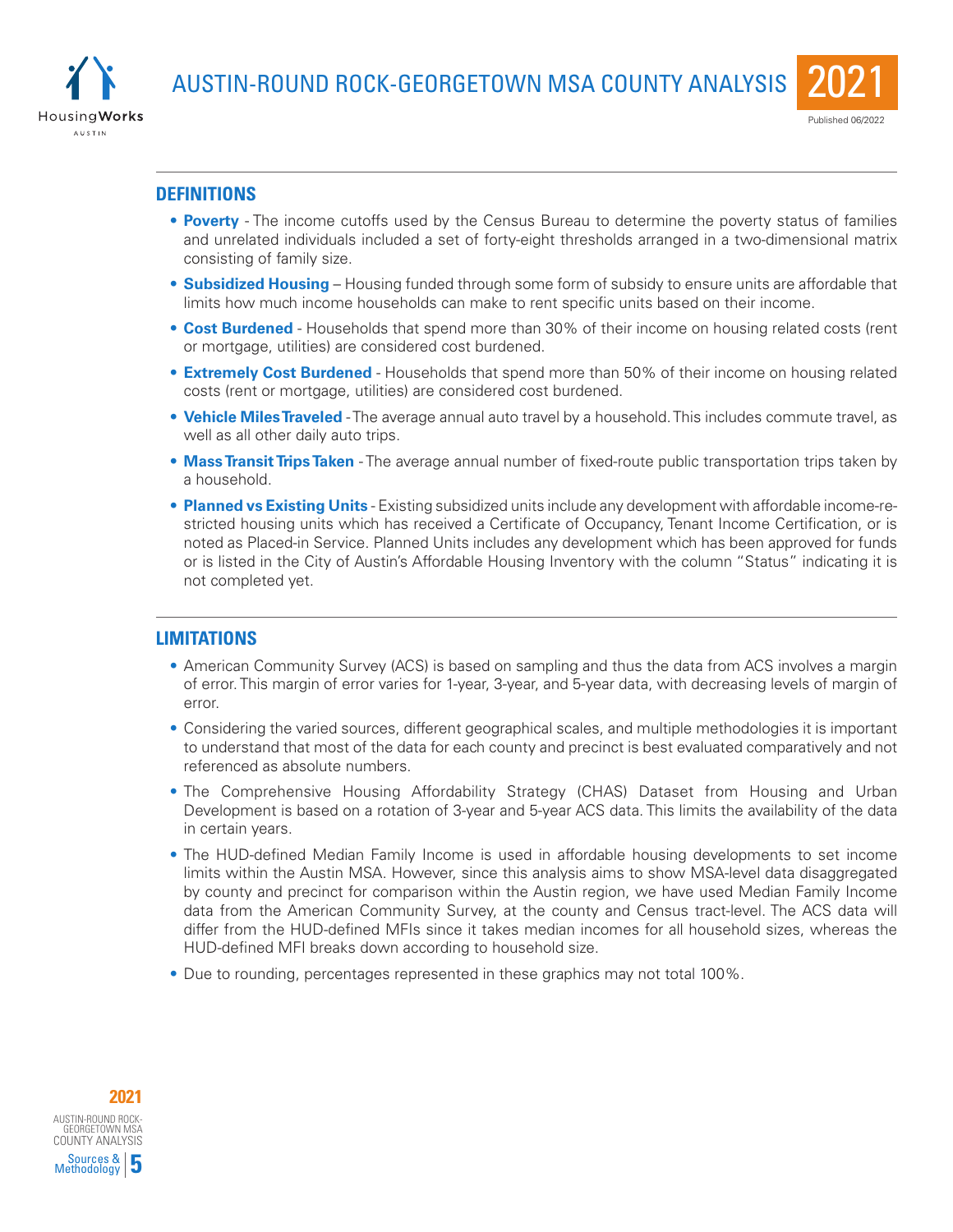## DEFINITIONS

- **Poverty** - The income cutoffs used by the Census Bureau to determine the poverty status of families and unrelated individuals included a set of forty-eight thresholds arranged in a two-dimensional matrix consisting of family size.
- **Subsidized Housing** – Housing funded through some form of subsidy to ensure units are affordable that limits how much income households can make to rent specific units based on their income.
- **Cost Burdened** - Households that spend more than 30% of their income on housing related costs (rent or mortgage, utilities) are considered cost burdened.
- **Extremely Cost Burdened** - Households that spend more than 50% of their income on housing related costs (rent or mortgage, utilities) are considered cost burdened.
- **Vehicle Miles Traveled** - The average annual auto travel by a household. This includes commute travel, as well as all other daily auto trips.
- **Mass Transit Trips Taken** - The average annual number of fixed-route public transportation trips taken by a household.
- **Planned vs Existing Units** - Existing subsidized units include any development with affordable income-restricted housing units which has received a Certificate of Occupancy, Tenant Income Certification, or is noted as Placed-in Service. Planned Units includes any development which has been approved for funds or is listed in the City of Austin's Affordable Housing Inventory with the column "Status" indicating it is not completed yet.

## LIMITATIONS

- American Community Survey (ACS) is based on sampling and thus the data from ACS involves a margin of error. This margin of error varies for 1-year, 3-year, and 5-year data, with decreasing levels of margin of error.
- Considering the varied sources, different geographical scales, and multiple methodologies it is important to understand that most of the data for each county and precinct is best evaluated comparatively and not referenced as absolute numbers.
- The Comprehensive Housing Affordability Strategy (CHAS) Dataset from Housing and Urban Development is based on a rotation of 3-year and 5-year ACS data. This limits the availability of the data in certain years.
- The HUD-defined Median Family Income is used in affordable housing developments to set income limits within the Austin MSA. However, since this analysis aims to show MSA-level data disaggregated by county and precinct for comparison within the Austin region, we have used Median Family Income data from the American Community Survey, at the county and Census tract-level. The ACS data will differ from the HUD-defined MFIs since it takes median incomes for all household sizes, whereas the HUD-defined MFI breaks down according to household size.
- Due to rounding, percentages represented in these graphics may not total 100%.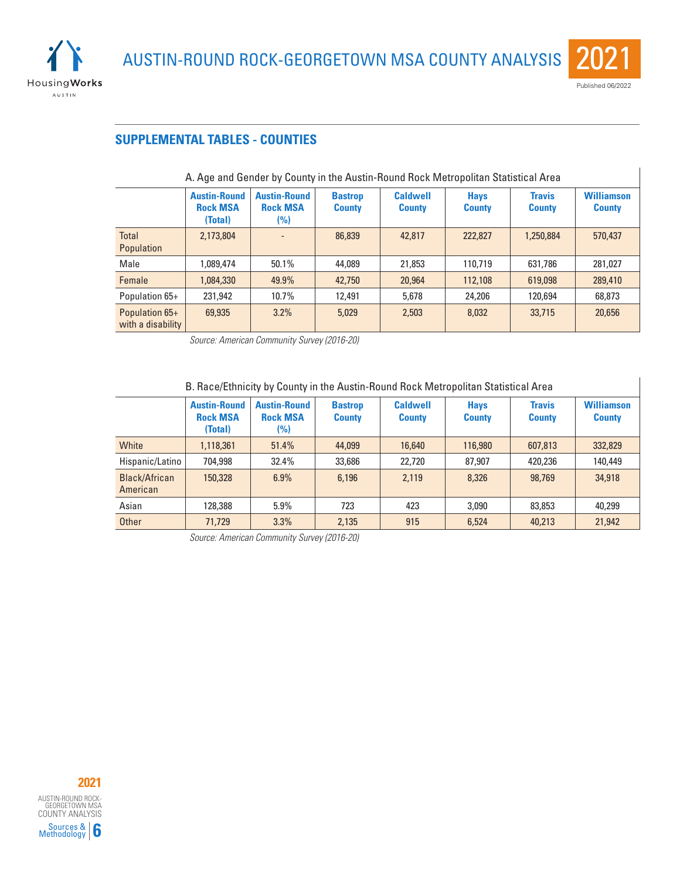## SUPPLEMENTAL TABLES - COUNTIES

A. Age and Gender by County in the Austin-Round Rock Metropolitan Statistical Area

| | Austin-Round Rock MSA (Total) | Austin-Round Rock MSA (%) | Bastrop County | Caldwell County | Hays County | Travis County | Williamson County |
|---|---|---|---|---|---|---|---|
| Total Population | 2,173,804 | - | 86,839 | 42,817 | 222,827 | 1,250,884 | 570,437 |
| Male | 1,089,474 | 50.1% | 44,089 | 21,853 | 110,719 | 631,786 | 281,027 |
| Female | 1,084,330 | 49.9% | 42,750 | 20,964 | 112,108 | 619,098 | 289,410 |
| Population 65+ | 231,942 | 10.7% | 12,491 | 5,678 | 24,206 | 120,694 | 68,873 |
| Population 65+ with a disability | 69,935 | 3.2% | 5,029 | 2,503 | 8,032 | 33,715 | 20,656 |

*Source: American Community Survey (2016-20)*

B. Race/Ethnicity by County in the Austin-Round Rock Metropolitan Statistical Area

| | Austin-Round Rock MSA (Total) | Austin-Round Rock MSA (%) | Bastrop County | Caldwell County | Hays County | Travis County | Williamson County |
|---|---|---|---|---|---|---|---|
| White | 1,118,361 | 51.4% | 44,099 | 16,640 | 116,980 | 607,813 | 332,829 |
| Hispanic/Latino | 704,998 | 32.4% | 33,686 | 22,720 | 87,907 | 420,236 | 140,449 |
| Black/African American | 150,328 | 6.9% | 6,196 | 2,119 | 8,326 | 98,769 | 34,918 |
| Asian | 128,388 | 5.9% | 723 | 423 | 3,090 | 83,853 | 40,299 |
| Other | 71,729 | 3.3% | 2,135 | 915 | 6,524 | 40,213 | 21,942 |

*Source: American Community Survey (2016-20)*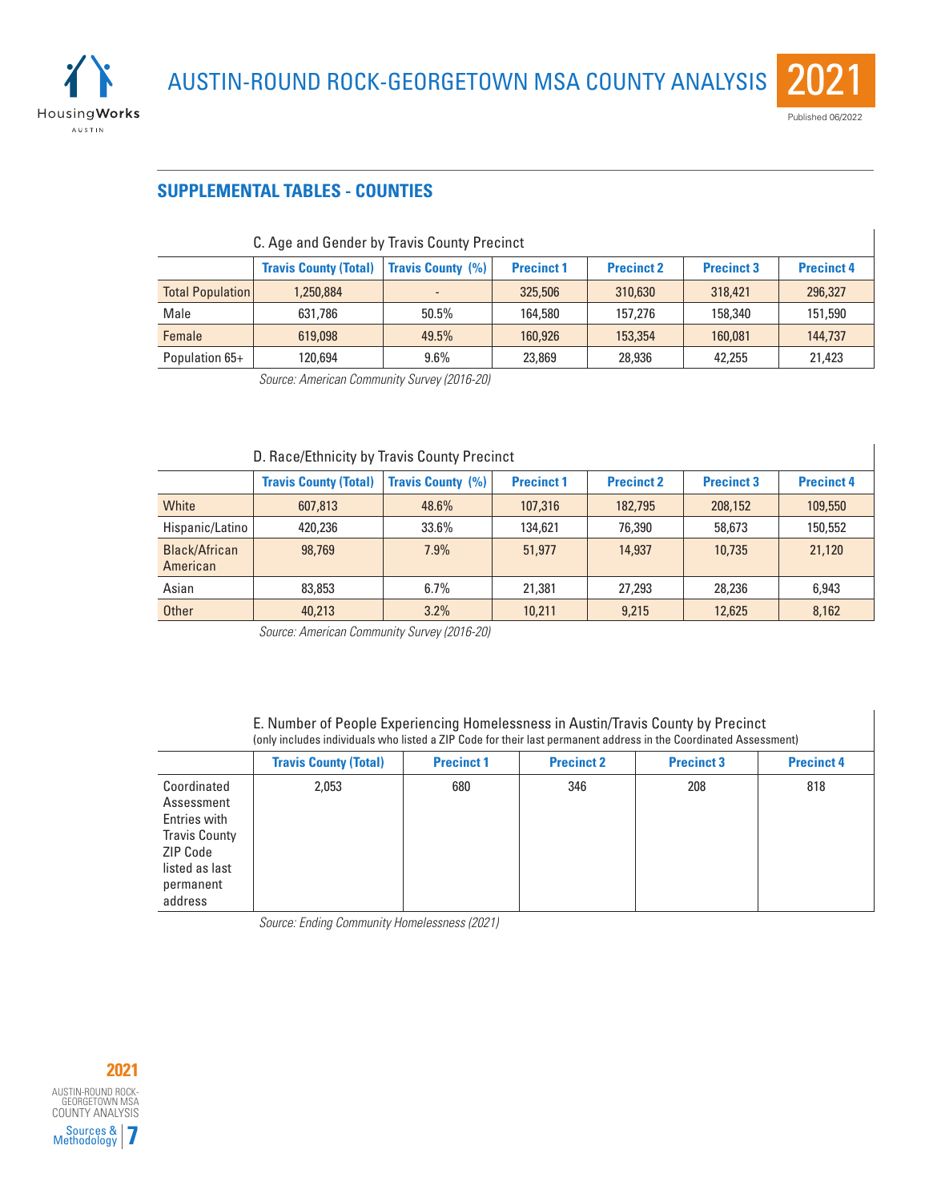## SUPPLEMENTAL TABLES - COUNTIES

C. Age and Gender by Travis County Precinct

| | Travis County (Total) | Travis County (%) | Precinct 1 | Precinct 2 | Precinct 3 | Precinct 4 |
|---|---|---|---|---|---|---|
| Total Population | 1,250,884 | - | 325,506 | 310,630 | 318,421 | 296,327 |
| Male | 631,786 | 50.5% | 164,580 | 157,276 | 158,340 | 151,590 |
| Female | 619,098 | 49.5% | 160,926 | 153,354 | 160,081 | 144,737 |
| Population 65+ | 120,694 | 9.6% | 23,869 | 28,936 | 42,255 | 21,423 |

*Source: American Community Survey (2016-20)*

D. Race/Ethnicity by Travis County Precinct

| | Travis County (Total) | Travis County (%) | Precinct 1 | Precinct 2 | Precinct 3 | Precinct 4 |
|---|---|---|---|---|---|---|
| White | 607,813 | 48.6% | 107,316 | 182,795 | 208,152 | 109,550 |
| Hispanic/Latino | 420,236 | 33.6% | 134,621 | 76,390 | 58,673 | 150,552 |
| Black/African American | 98,769 | 7.9% | 51,977 | 14,937 | 10,735 | 21,120 |
| Asian | 83,853 | 6.7% | 21,381 | 27,293 | 28,236 | 6,943 |
| Other | 40,213 | 3.2% | 10,211 | 9,215 | 12,625 | 8,162 |

*Source: American Community Survey (2016-20)*

E. Number of People Experiencing Homelessness in Austin/Travis County by Precinct
(only includes individuals who listed a ZIP Code for their last permanent address in the Coordinated Assessment)

| | Travis County (Total) | Precinct 1 | Precinct 2 | Precinct 3 | Precinct 4 |
|---|---|---|---|---|---|
| Coordinated Assessment Entries with Travis County ZIP Code listed as last permanent address | 2,053 | 680 | 346 | 208 | 818 |

*Source: Ending Community Homelessness (2021)*